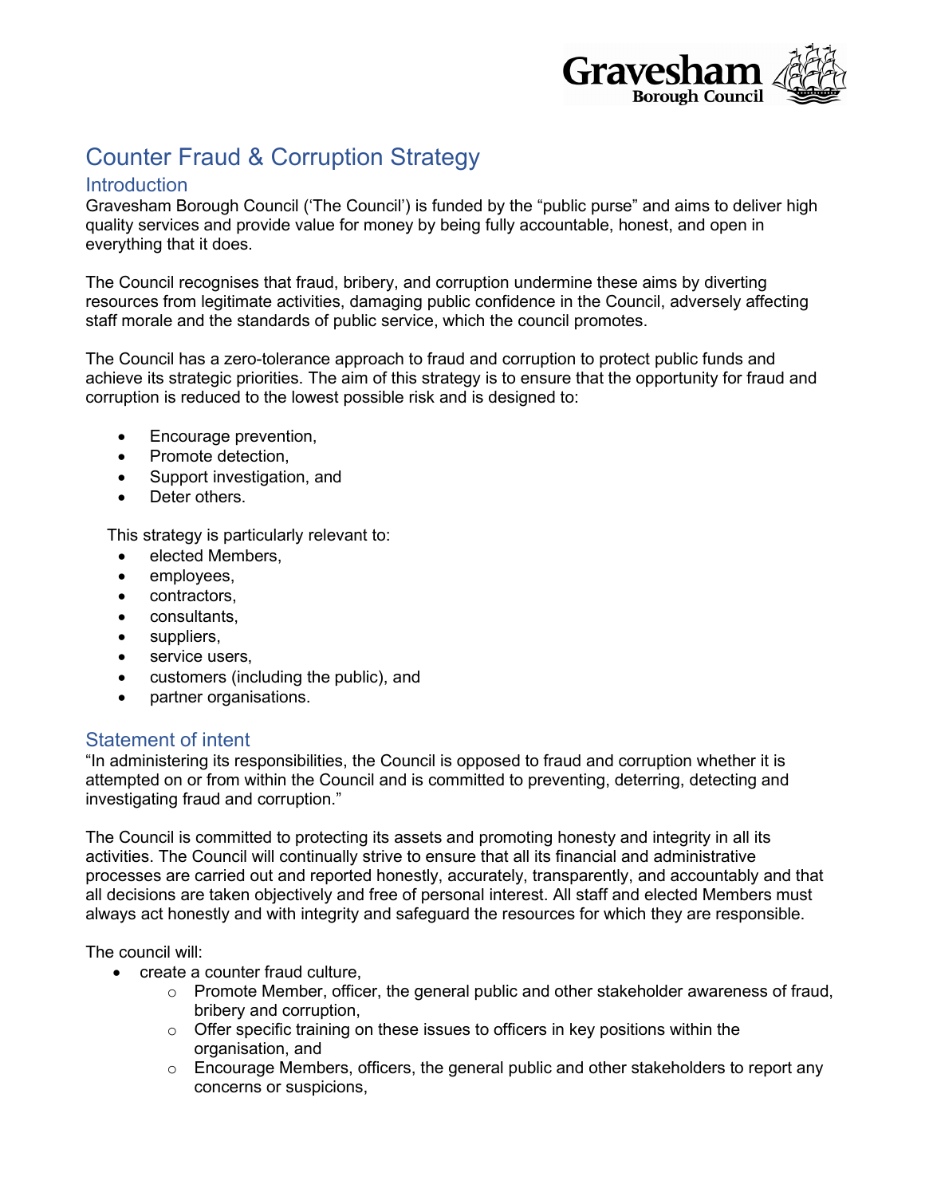# Counter Fraud & Corruption Strategy

## Introduction

Gravesham Borough Council ('The Council') is funded by the "public purse" and aims to deliver high quality services and provide value for money by being fully accountable, honest, and open in everything that it does.

The Council recognises that fraud, bribery, and corruption undermine these aims by diverting resources from legitimate activities, damaging public confidence in the Council, adversely affecting staff morale and the standards of public service, which the council promotes.

The Council has a zero-tolerance approach to fraud and corruption to protect public funds and achieve its strategic priorities. The aim of this strategy is to ensure that the opportunity for fraud and corruption is reduced to the lowest possible risk and is designed to:

- Encourage prevention,
- Promote detection,
- Support investigation, and
- Deter others.

This strategy is particularly relevant to:

- elected Members,
- employees,
- contractors,
- consultants,
- suppliers,
- service users,
- customers (including the public), and
- partner organisations.

## Statement of intent

"In administering its responsibilities, the Council is opposed to fraud and corruption whether it is attempted on or from within the Council and is committed to preventing, deterring, detecting and investigating fraud and corruption."

The Council is committed to protecting its assets and promoting honesty and integrity in all its activities. The Council will continually strive to ensure that all its financial and administrative processes are carried out and reported honestly, accurately, transparently, and accountably and that all decisions are taken objectively and free of personal interest. All staff and elected Members must always act honestly and with integrity and safeguard the resources for which they are responsible.

The council will:

- create a counter fraud culture,
  - Promote Member, officer, the general public and other stakeholder awareness of fraud, bribery and corruption,
  - Offer specific training on these issues to officers in key positions within the organisation, and
  - Encourage Members, officers, the general public and other stakeholders to report any concerns or suspicions,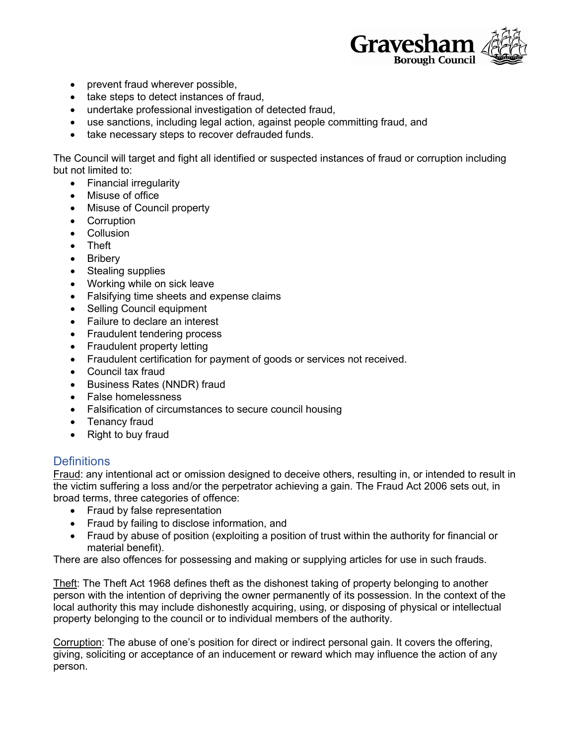- prevent fraud wherever possible,
- take steps to detect instances of fraud,
- undertake professional investigation of detected fraud,
- use sanctions, including legal action, against people committing fraud, and
- take necessary steps to recover defrauded funds.

The Council will target and fight all identified or suspected instances of fraud or corruption including but not limited to:

- Financial irregularity
- Misuse of office
- Misuse of Council property
- Corruption
- Collusion
- Theft
- Bribery
- Stealing supplies
- Working while on sick leave
- Falsifying time sheets and expense claims
- Selling Council equipment
- Failure to declare an interest
- Fraudulent tendering process
- Fraudulent property letting
- Fraudulent certification for payment of goods or services not received.
- Council tax fraud
- Business Rates (NNDR) fraud
- False homelessness
- Falsification of circumstances to secure council housing
- Tenancy fraud
- Right to buy fraud

## Definitions

Fraud: any intentional act or omission designed to deceive others, resulting in, or intended to result in the victim suffering a loss and/or the perpetrator achieving a gain. The Fraud Act 2006 sets out, in broad terms, three categories of offence:

- Fraud by false representation
- Fraud by failing to disclose information, and
- Fraud by abuse of position (exploiting a position of trust within the authority for financial or material benefit).

There are also offences for possessing and making or supplying articles for use in such frauds.

Theft: The Theft Act 1968 defines theft as the dishonest taking of property belonging to another person with the intention of depriving the owner permanently of its possession. In the context of the local authority this may include dishonestly acquiring, using, or disposing of physical or intellectual property belonging to the council or to individual members of the authority.

Corruption: The abuse of one's position for direct or indirect personal gain. It covers the offering, giving, soliciting or acceptance of an inducement or reward which may influence the action of any person.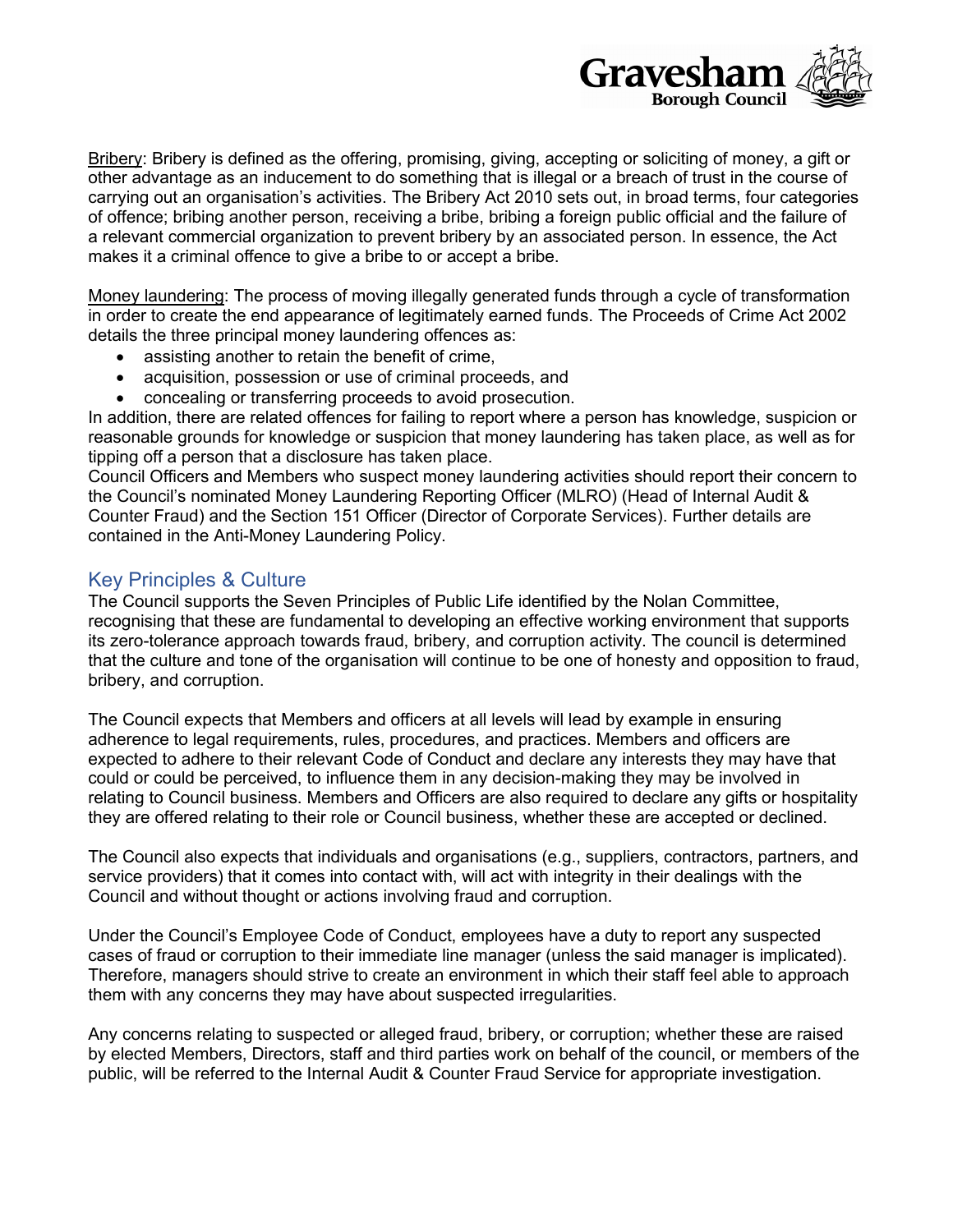<u>Bribery</u>: Bribery is defined as the offering, promising, giving, accepting or soliciting of money, a gift or other advantage as an inducement to do something that is illegal or a breach of trust in the course of carrying out an organisation's activities. The Bribery Act 2010 sets out, in broad terms, four categories of offence; bribing another person, receiving a bribe, bribing a foreign public official and the failure of a relevant commercial organization to prevent bribery by an associated person. In essence, the Act makes it a criminal offence to give a bribe to or accept a bribe.

<u>Money laundering</u>: The process of moving illegally generated funds through a cycle of transformation in order to create the end appearance of legitimately earned funds. The Proceeds of Crime Act 2002 details the three principal money laundering offences as:

- assisting another to retain the benefit of crime,
- acquisition, possession or use of criminal proceeds, and
- concealing or transferring proceeds to avoid prosecution.

In addition, there are related offences for failing to report where a person has knowledge, suspicion or reasonable grounds for knowledge or suspicion that money laundering has taken place, as well as for tipping off a person that a disclosure has taken place.

Council Officers and Members who suspect money laundering activities should report their concern to the Council's nominated Money Laundering Reporting Officer (MLRO) (Head of Internal Audit & Counter Fraud) and the Section 151 Officer (Director of Corporate Services). Further details are contained in the Anti-Money Laundering Policy.

## Key Principles & Culture

The Council supports the Seven Principles of Public Life identified by the Nolan Committee, recognising that these are fundamental to developing an effective working environment that supports its zero-tolerance approach towards fraud, bribery, and corruption activity. The council is determined that the culture and tone of the organisation will continue to be one of honesty and opposition to fraud, bribery, and corruption.

The Council expects that Members and officers at all levels will lead by example in ensuring adherence to legal requirements, rules, procedures, and practices. Members and officers are expected to adhere to their relevant Code of Conduct and declare any interests they may have that could or could be perceived, to influence them in any decision-making they may be involved in relating to Council business. Members and Officers are also required to declare any gifts or hospitality they are offered relating to their role or Council business, whether these are accepted or declined.

The Council also expects that individuals and organisations (e.g., suppliers, contractors, partners, and service providers) that it comes into contact with, will act with integrity in their dealings with the Council and without thought or actions involving fraud and corruption.

Under the Council's Employee Code of Conduct, employees have a duty to report any suspected cases of fraud or corruption to their immediate line manager (unless the said manager is implicated). Therefore, managers should strive to create an environment in which their staff feel able to approach them with any concerns they may have about suspected irregularities.

Any concerns relating to suspected or alleged fraud, bribery, or corruption; whether these are raised by elected Members, Directors, staff and third parties work on behalf of the council, or members of the public, will be referred to the Internal Audit & Counter Fraud Service for appropriate investigation.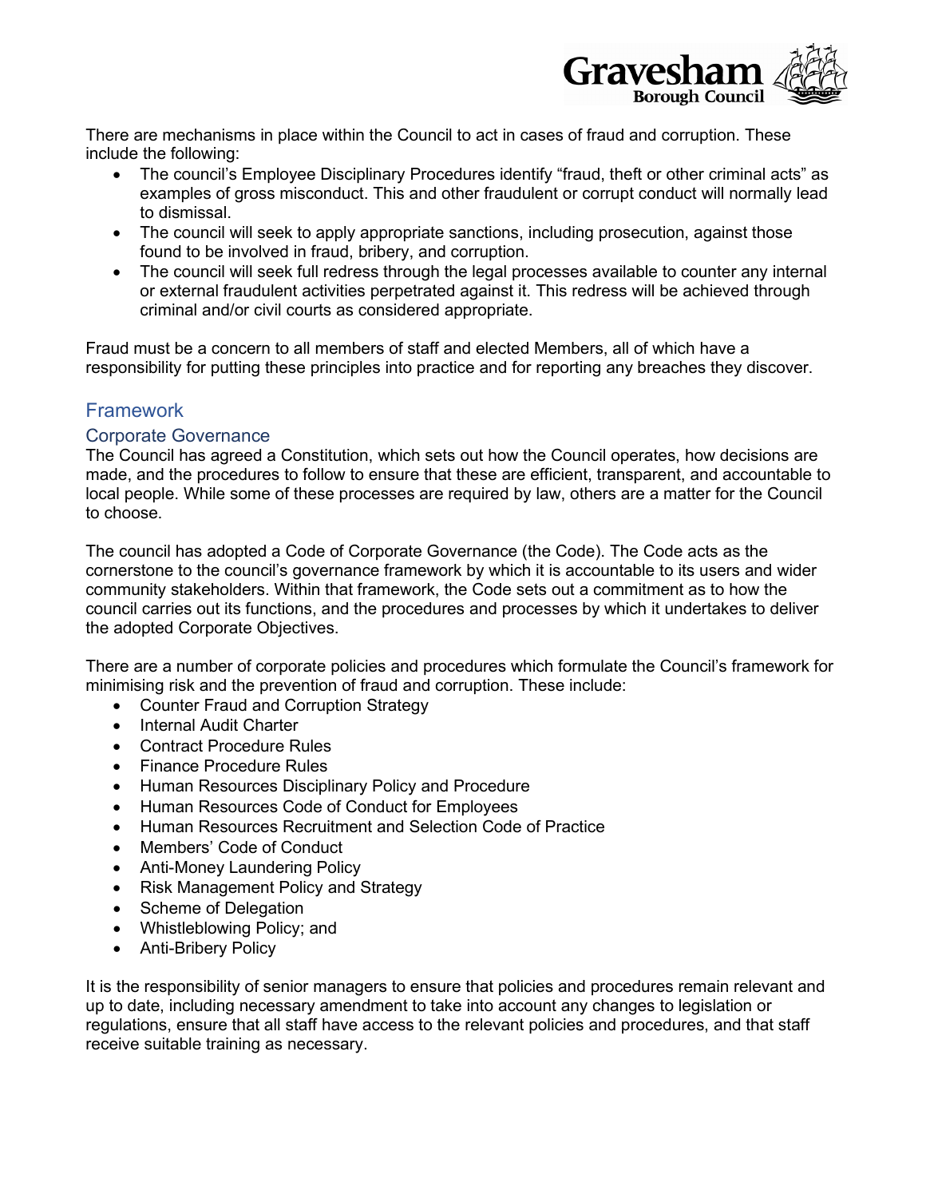There are mechanisms in place within the Council to act in cases of fraud and corruption. These include the following:

- The council's Employee Disciplinary Procedures identify "fraud, theft or other criminal acts" as examples of gross misconduct. This and other fraudulent or corrupt conduct will normally lead to dismissal.
- The council will seek to apply appropriate sanctions, including prosecution, against those found to be involved in fraud, bribery, and corruption.
- The council will seek full redress through the legal processes available to counter any internal or external fraudulent activities perpetrated against it. This redress will be achieved through criminal and/or civil courts as considered appropriate.

Fraud must be a concern to all members of staff and elected Members, all of which have a responsibility for putting these principles into practice and for reporting any breaches they discover.

## Framework

### Corporate Governance

The Council has agreed a Constitution, which sets out how the Council operates, how decisions are made, and the procedures to follow to ensure that these are efficient, transparent, and accountable to local people. While some of these processes are required by law, others are a matter for the Council to choose.

The council has adopted a Code of Corporate Governance (the Code). The Code acts as the cornerstone to the council's governance framework by which it is accountable to its users and wider community stakeholders. Within that framework, the Code sets out a commitment as to how the council carries out its functions, and the procedures and processes by which it undertakes to deliver the adopted Corporate Objectives.

There are a number of corporate policies and procedures which formulate the Council's framework for minimising risk and the prevention of fraud and corruption. These include:

- Counter Fraud and Corruption Strategy
- Internal Audit Charter
- Contract Procedure Rules
- Finance Procedure Rules
- Human Resources Disciplinary Policy and Procedure
- Human Resources Code of Conduct for Employees
- Human Resources Recruitment and Selection Code of Practice
- Members' Code of Conduct
- Anti-Money Laundering Policy
- Risk Management Policy and Strategy
- Scheme of Delegation
- Whistleblowing Policy; and
- Anti-Bribery Policy

It is the responsibility of senior managers to ensure that policies and procedures remain relevant and up to date, including necessary amendment to take into account any changes to legislation or regulations, ensure that all staff have access to the relevant policies and procedures, and that staff receive suitable training as necessary.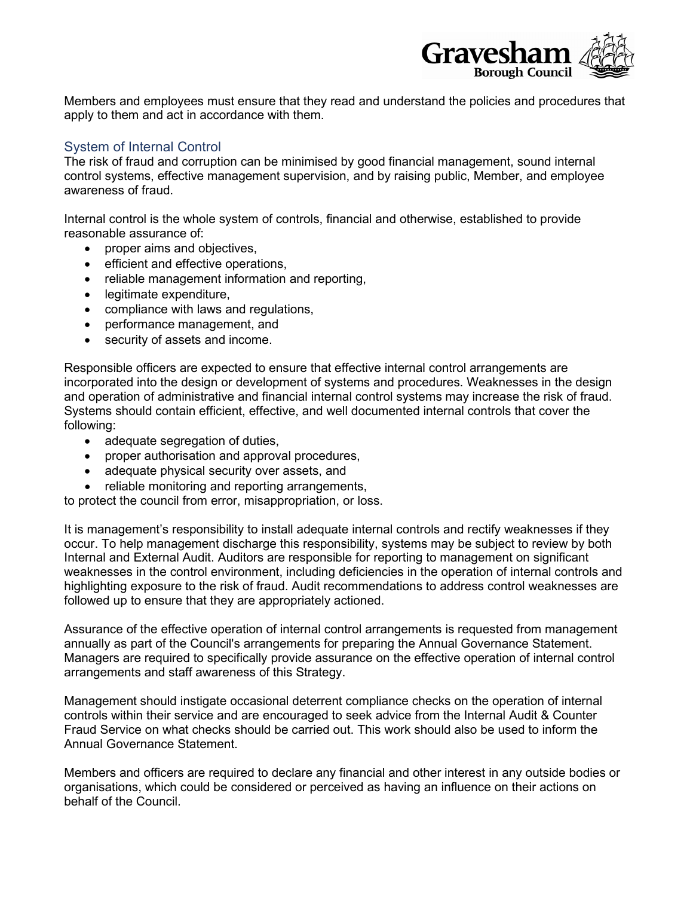Members and employees must ensure that they read and understand the policies and procedures that apply to them and act in accordance with them.

## System of Internal Control

The risk of fraud and corruption can be minimised by good financial management, sound internal control systems, effective management supervision, and by raising public, Member, and employee awareness of fraud.

Internal control is the whole system of controls, financial and otherwise, established to provide reasonable assurance of:

- proper aims and objectives,
- efficient and effective operations,
- reliable management information and reporting,
- legitimate expenditure,
- compliance with laws and regulations,
- performance management, and
- security of assets and income.

Responsible officers are expected to ensure that effective internal control arrangements are incorporated into the design or development of systems and procedures. Weaknesses in the design and operation of administrative and financial internal control systems may increase the risk of fraud. Systems should contain efficient, effective, and well documented internal controls that cover the following:

- adequate segregation of duties,
- proper authorisation and approval procedures,
- adequate physical security over assets, and
- reliable monitoring and reporting arrangements,

to protect the council from error, misappropriation, or loss.

It is management's responsibility to install adequate internal controls and rectify weaknesses if they occur. To help management discharge this responsibility, systems may be subject to review by both Internal and External Audit. Auditors are responsible for reporting to management on significant weaknesses in the control environment, including deficiencies in the operation of internal controls and highlighting exposure to the risk of fraud. Audit recommendations to address control weaknesses are followed up to ensure that they are appropriately actioned.

Assurance of the effective operation of internal control arrangements is requested from management annually as part of the Council's arrangements for preparing the Annual Governance Statement. Managers are required to specifically provide assurance on the effective operation of internal control arrangements and staff awareness of this Strategy.

Management should instigate occasional deterrent compliance checks on the operation of internal controls within their service and are encouraged to seek advice from the Internal Audit & Counter Fraud Service on what checks should be carried out. This work should also be used to inform the Annual Governance Statement.

Members and officers are required to declare any financial and other interest in any outside bodies or organisations, which could be considered or perceived as having an influence on their actions on behalf of the Council.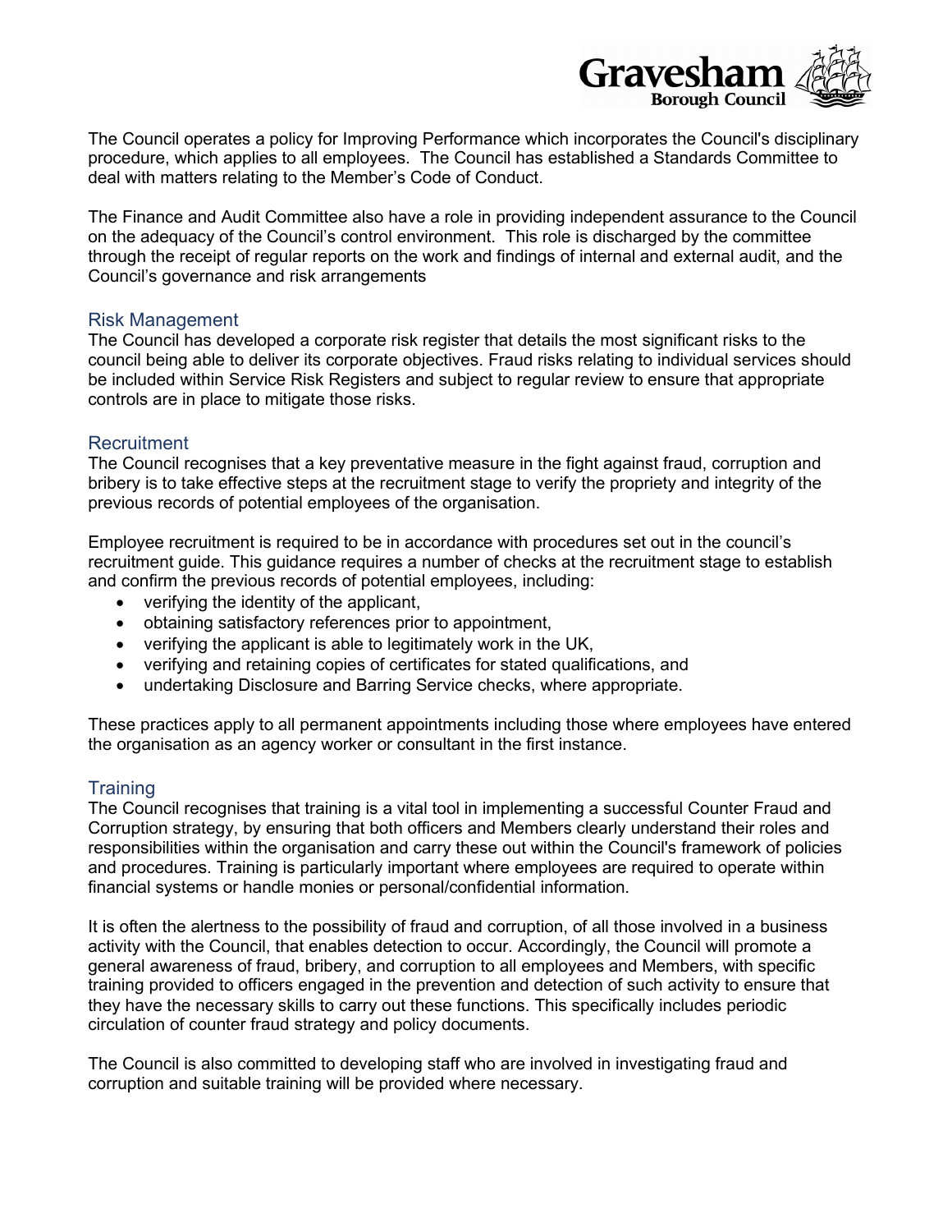The Council operates a policy for Improving Performance which incorporates the Council's disciplinary procedure, which applies to all employees. The Council has established a Standards Committee to deal with matters relating to the Member's Code of Conduct.

The Finance and Audit Committee also have a role in providing independent assurance to the Council on the adequacy of the Council's control environment. This role is discharged by the committee through the receipt of regular reports on the work and findings of internal and external audit, and the Council's governance and risk arrangements

## Risk Management

The Council has developed a corporate risk register that details the most significant risks to the council being able to deliver its corporate objectives. Fraud risks relating to individual services should be included within Service Risk Registers and subject to regular review to ensure that appropriate controls are in place to mitigate those risks.

## Recruitment

The Council recognises that a key preventative measure in the fight against fraud, corruption and bribery is to take effective steps at the recruitment stage to verify the propriety and integrity of the previous records of potential employees of the organisation.

Employee recruitment is required to be in accordance with procedures set out in the council's recruitment guide. This guidance requires a number of checks at the recruitment stage to establish and confirm the previous records of potential employees, including:

- verifying the identity of the applicant,
- obtaining satisfactory references prior to appointment,
- verifying the applicant is able to legitimately work in the UK,
- verifying and retaining copies of certificates for stated qualifications, and
- undertaking Disclosure and Barring Service checks, where appropriate.

These practices apply to all permanent appointments including those where employees have entered the organisation as an agency worker or consultant in the first instance.

## Training

The Council recognises that training is a vital tool in implementing a successful Counter Fraud and Corruption strategy, by ensuring that both officers and Members clearly understand their roles and responsibilities within the organisation and carry these out within the Council's framework of policies and procedures. Training is particularly important where employees are required to operate within financial systems or handle monies or personal/confidential information.

It is often the alertness to the possibility of fraud and corruption, of all those involved in a business activity with the Council, that enables detection to occur. Accordingly, the Council will promote a general awareness of fraud, bribery, and corruption to all employees and Members, with specific training provided to officers engaged in the prevention and detection of such activity to ensure that they have the necessary skills to carry out these functions. This specifically includes periodic circulation of counter fraud strategy and policy documents.

The Council is also committed to developing staff who are involved in investigating fraud and corruption and suitable training will be provided where necessary.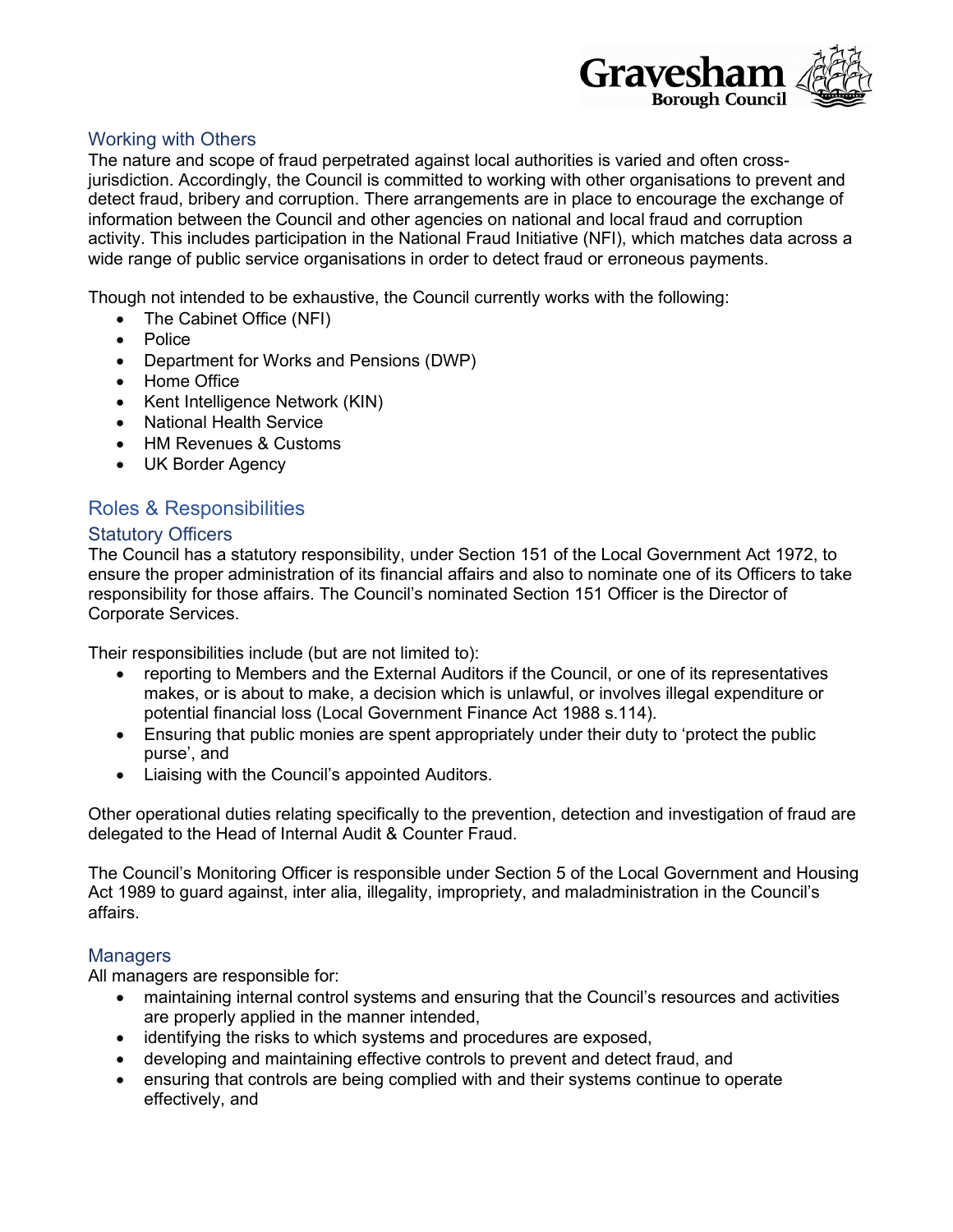## Working with Others

The nature and scope of fraud perpetrated against local authorities is varied and often cross-jurisdiction. Accordingly, the Council is committed to working with other organisations to prevent and detect fraud, bribery and corruption. There arrangements are in place to encourage the exchange of information between the Council and other agencies on national and local fraud and corruption activity. This includes participation in the National Fraud Initiative (NFI), which matches data across a wide range of public service organisations in order to detect fraud or erroneous payments.

Though not intended to be exhaustive, the Council currently works with the following:

- The Cabinet Office (NFI)
- Police
- Department for Works and Pensions (DWP)
- Home Office
- Kent Intelligence Network (KIN)
- National Health Service
- HM Revenues & Customs
- UK Border Agency

## Roles & Responsibilities

### Statutory Officers

The Council has a statutory responsibility, under Section 151 of the Local Government Act 1972, to ensure the proper administration of its financial affairs and also to nominate one of its Officers to take responsibility for those affairs. The Council's nominated Section 151 Officer is the Director of Corporate Services.

Their responsibilities include (but are not limited to):

- reporting to Members and the External Auditors if the Council, or one of its representatives makes, or is about to make, a decision which is unlawful, or involves illegal expenditure or potential financial loss (Local Government Finance Act 1988 s.114).
- Ensuring that public monies are spent appropriately under their duty to 'protect the public purse', and
- Liaising with the Council's appointed Auditors.

Other operational duties relating specifically to the prevention, detection and investigation of fraud are delegated to the Head of Internal Audit & Counter Fraud.

The Council's Monitoring Officer is responsible under Section 5 of the Local Government and Housing Act 1989 to guard against, inter alia, illegality, impropriety, and maladministration in the Council's affairs.

### Managers

All managers are responsible for:

- maintaining internal control systems and ensuring that the Council's resources and activities are properly applied in the manner intended,
- identifying the risks to which systems and procedures are exposed,
- developing and maintaining effective controls to prevent and detect fraud, and
- ensuring that controls are being complied with and their systems continue to operate effectively, and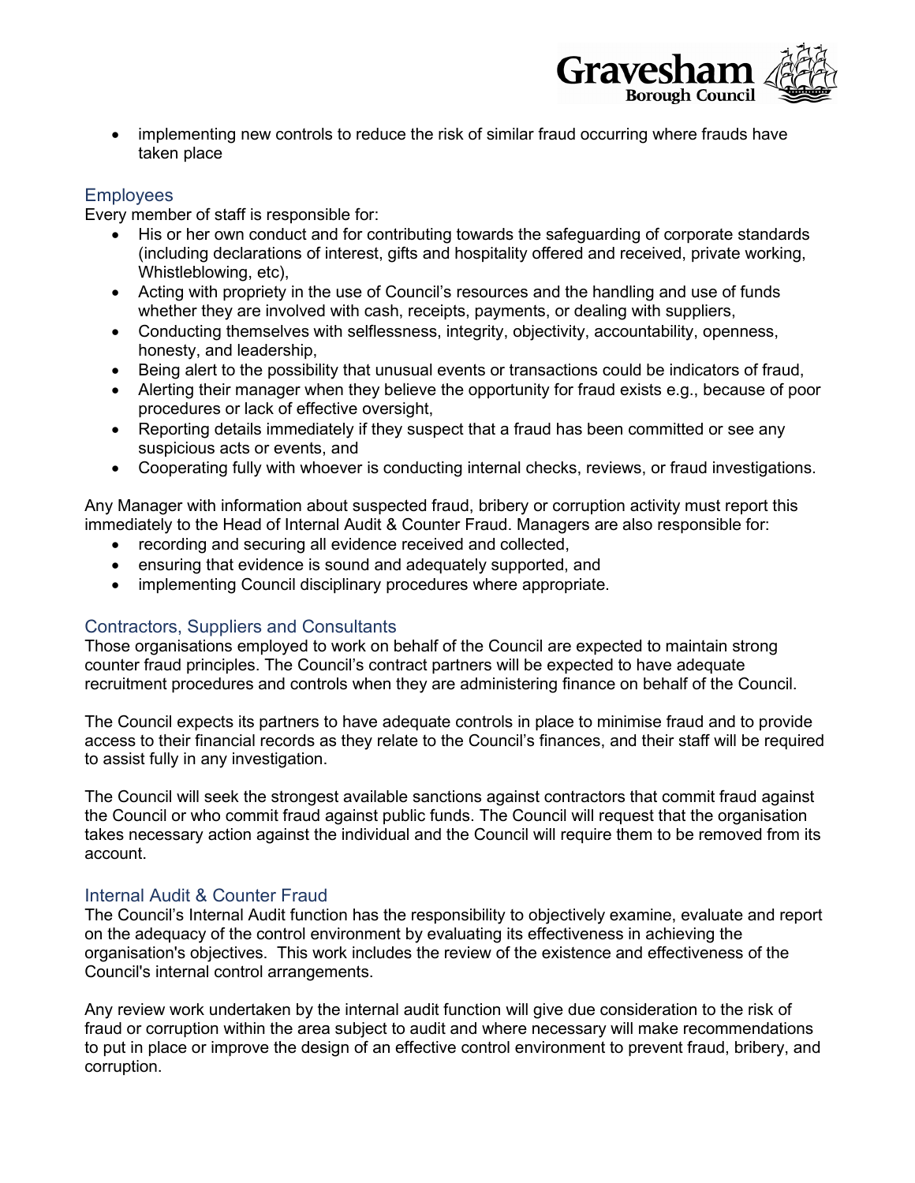- implementing new controls to reduce the risk of similar fraud occurring where frauds have taken place

### Employees

Every member of staff is responsible for:

- His or her own conduct and for contributing towards the safeguarding of corporate standards (including declarations of interest, gifts and hospitality offered and received, private working, Whistleblowing, etc),
- Acting with propriety in the use of Council's resources and the handling and use of funds whether they are involved with cash, receipts, payments, or dealing with suppliers,
- Conducting themselves with selflessness, integrity, objectivity, accountability, openness, honesty, and leadership,
- Being alert to the possibility that unusual events or transactions could be indicators of fraud,
- Alerting their manager when they believe the opportunity for fraud exists e.g., because of poor procedures or lack of effective oversight,
- Reporting details immediately if they suspect that a fraud has been committed or see any suspicious acts or events, and
- Cooperating fully with whoever is conducting internal checks, reviews, or fraud investigations.

Any Manager with information about suspected fraud, bribery or corruption activity must report this immediately to the Head of Internal Audit & Counter Fraud. Managers are also responsible for:

- recording and securing all evidence received and collected,
- ensuring that evidence is sound and adequately supported, and
- implementing Council disciplinary procedures where appropriate.

### Contractors, Suppliers and Consultants

Those organisations employed to work on behalf of the Council are expected to maintain strong counter fraud principles. The Council's contract partners will be expected to have adequate recruitment procedures and controls when they are administering finance on behalf of the Council.

The Council expects its partners to have adequate controls in place to minimise fraud and to provide access to their financial records as they relate to the Council's finances, and their staff will be required to assist fully in any investigation.

The Council will seek the strongest available sanctions against contractors that commit fraud against the Council or who commit fraud against public funds. The Council will request that the organisation takes necessary action against the individual and the Council will require them to be removed from its account.

### Internal Audit & Counter Fraud

The Council's Internal Audit function has the responsibility to objectively examine, evaluate and report on the adequacy of the control environment by evaluating its effectiveness in achieving the organisation's objectives. This work includes the review of the existence and effectiveness of the Council's internal control arrangements.

Any review work undertaken by the internal audit function will give due consideration to the risk of fraud or corruption within the area subject to audit and where necessary will make recommendations to put in place or improve the design of an effective control environment to prevent fraud, bribery, and corruption.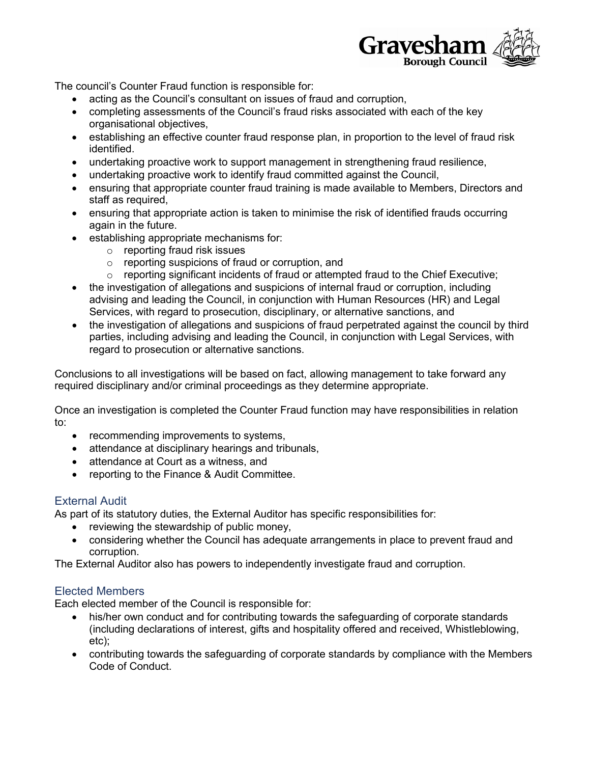The council's Counter Fraud function is responsible for:

- acting as the Council's consultant on issues of fraud and corruption,
- completing assessments of the Council's fraud risks associated with each of the key organisational objectives,
- establishing an effective counter fraud response plan, in proportion to the level of fraud risk identified.
- undertaking proactive work to support management in strengthening fraud resilience,
- undertaking proactive work to identify fraud committed against the Council,
- ensuring that appropriate counter fraud training is made available to Members, Directors and staff as required,
- ensuring that appropriate action is taken to minimise the risk of identified frauds occurring again in the future.
- establishing appropriate mechanisms for:
    - reporting fraud risk issues
    - reporting suspicions of fraud or corruption, and
    - reporting significant incidents of fraud or attempted fraud to the Chief Executive;
- the investigation of allegations and suspicions of internal fraud or corruption, including advising and leading the Council, in conjunction with Human Resources (HR) and Legal Services, with regard to prosecution, disciplinary, or alternative sanctions, and
- the investigation of allegations and suspicions of fraud perpetrated against the council by third parties, including advising and leading the Council, in conjunction with Legal Services, with regard to prosecution or alternative sanctions.

Conclusions to all investigations will be based on fact, allowing management to take forward any required disciplinary and/or criminal proceedings as they determine appropriate.

Once an investigation is completed the Counter Fraud function may have responsibilities in relation to:

- recommending improvements to systems,
- attendance at disciplinary hearings and tribunals,
- attendance at Court as a witness, and
- reporting to the Finance & Audit Committee.

### External Audit

As part of its statutory duties, the External Auditor has specific responsibilities for:

- reviewing the stewardship of public money,
- considering whether the Council has adequate arrangements in place to prevent fraud and corruption.

The External Auditor also has powers to independently investigate fraud and corruption.

### Elected Members

Each elected member of the Council is responsible for:

- his/her own conduct and for contributing towards the safeguarding of corporate standards (including declarations of interest, gifts and hospitality offered and received, Whistleblowing, etc);
- contributing towards the safeguarding of corporate standards by compliance with the Members Code of Conduct.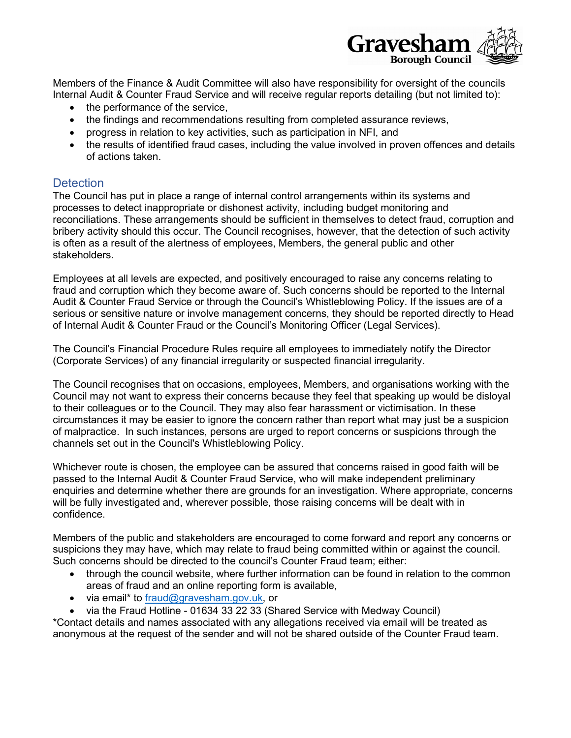Members of the Finance & Audit Committee will also have responsibility for oversight of the councils Internal Audit & Counter Fraud Service and will receive regular reports detailing (but not limited to):

- the performance of the service,
- the findings and recommendations resulting from completed assurance reviews,
- progress in relation to key activities, such as participation in NFI, and
- the results of identified fraud cases, including the value involved in proven offences and details of actions taken.

## Detection

The Council has put in place a range of internal control arrangements within its systems and processes to detect inappropriate or dishonest activity, including budget monitoring and reconciliations. These arrangements should be sufficient in themselves to detect fraud, corruption and bribery activity should this occur. The Council recognises, however, that the detection of such activity is often as a result of the alertness of employees, Members, the general public and other stakeholders.

Employees at all levels are expected, and positively encouraged to raise any concerns relating to fraud and corruption which they become aware of. Such concerns should be reported to the Internal Audit & Counter Fraud Service or through the Council's Whistleblowing Policy. If the issues are of a serious or sensitive nature or involve management concerns, they should be reported directly to Head of Internal Audit & Counter Fraud or the Council's Monitoring Officer (Legal Services).

The Council's Financial Procedure Rules require all employees to immediately notify the Director (Corporate Services) of any financial irregularity or suspected financial irregularity.

The Council recognises that on occasions, employees, Members, and organisations working with the Council may not want to express their concerns because they feel that speaking up would be disloyal to their colleagues or to the Council. They may also fear harassment or victimisation. In these circumstances it may be easier to ignore the concern rather than report what may just be a suspicion of malpractice. In such instances, persons are urged to report concerns or suspicions through the channels set out in the Council's Whistleblowing Policy.

Whichever route is chosen, the employee can be assured that concerns raised in good faith will be passed to the Internal Audit & Counter Fraud Service, who will make independent preliminary enquiries and determine whether there are grounds for an investigation. Where appropriate, concerns will be fully investigated and, wherever possible, those raising concerns will be dealt with in confidence.

Members of the public and stakeholders are encouraged to come forward and report any concerns or suspicions they may have, which may relate to fraud being committed within or against the council. Such concerns should be directed to the council's Counter Fraud team; either:

- through the council website, where further information can be found in relation to the common areas of fraud and an online reporting form is available,
- via email* to [fraud@gravesham.gov.uk](mailto:fraud@gravesham.gov.uk), or
- via the Fraud Hotline - 01634 33 22 33 (Shared Service with Medway Council)

*Contact details and names associated with any allegations received via email will be treated as anonymous at the request of the sender and will not be shared outside of the Counter Fraud team.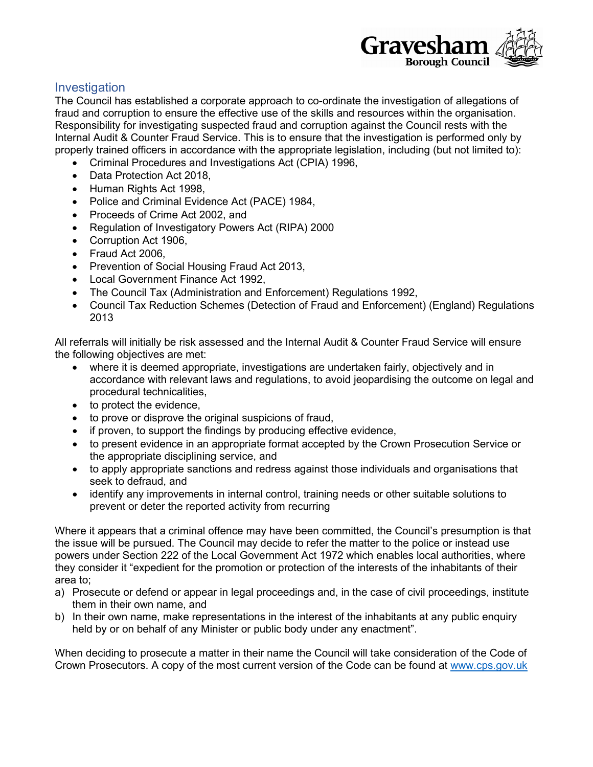## Investigation

The Council has established a corporate approach to co-ordinate the investigation of allegations of fraud and corruption to ensure the effective use of the skills and resources within the organisation. Responsibility for investigating suspected fraud and corruption against the Council rests with the Internal Audit & Counter Fraud Service. This is to ensure that the investigation is performed only by properly trained officers in accordance with the appropriate legislation, including (but not limited to):

- Criminal Procedures and Investigations Act (CPIA) 1996,
- Data Protection Act 2018,
- Human Rights Act 1998,
- Police and Criminal Evidence Act (PACE) 1984,
- Proceeds of Crime Act 2002, and
- Regulation of Investigatory Powers Act (RIPA) 2000
- Corruption Act 1906,
- Fraud Act 2006,
- Prevention of Social Housing Fraud Act 2013,
- Local Government Finance Act 1992,
- The Council Tax (Administration and Enforcement) Regulations 1992,
- Council Tax Reduction Schemes (Detection of Fraud and Enforcement) (England) Regulations 2013

All referrals will initially be risk assessed and the Internal Audit & Counter Fraud Service will ensure the following objectives are met:

- where it is deemed appropriate, investigations are undertaken fairly, objectively and in accordance with relevant laws and regulations, to avoid jeopardising the outcome on legal and procedural technicalities,
- to protect the evidence,
- to prove or disprove the original suspicions of fraud,
- if proven, to support the findings by producing effective evidence,
- to present evidence in an appropriate format accepted by the Crown Prosecution Service or the appropriate disciplining service, and
- to apply appropriate sanctions and redress against those individuals and organisations that seek to defraud, and
- identify any improvements in internal control, training needs or other suitable solutions to prevent or deter the reported activity from recurring

Where it appears that a criminal offence may have been committed, the Council's presumption is that the issue will be pursued. The Council may decide to refer the matter to the police or instead use powers under Section 222 of the Local Government Act 1972 which enables local authorities, where they consider it "expedient for the promotion or protection of the interests of the inhabitants of their area to;

a) Prosecute or defend or appear in legal proceedings and, in the case of civil proceedings, institute them in their own name, and
b) In their own name, make representations in the interest of the inhabitants at any public enquiry held by or on behalf of any Minister or public body under any enactment".

When deciding to prosecute a matter in their name the Council will take consideration of the Code of Crown Prosecutors. A copy of the most current version of the Code can be found at [www.cps.gov.uk](http://www.cps.gov.uk)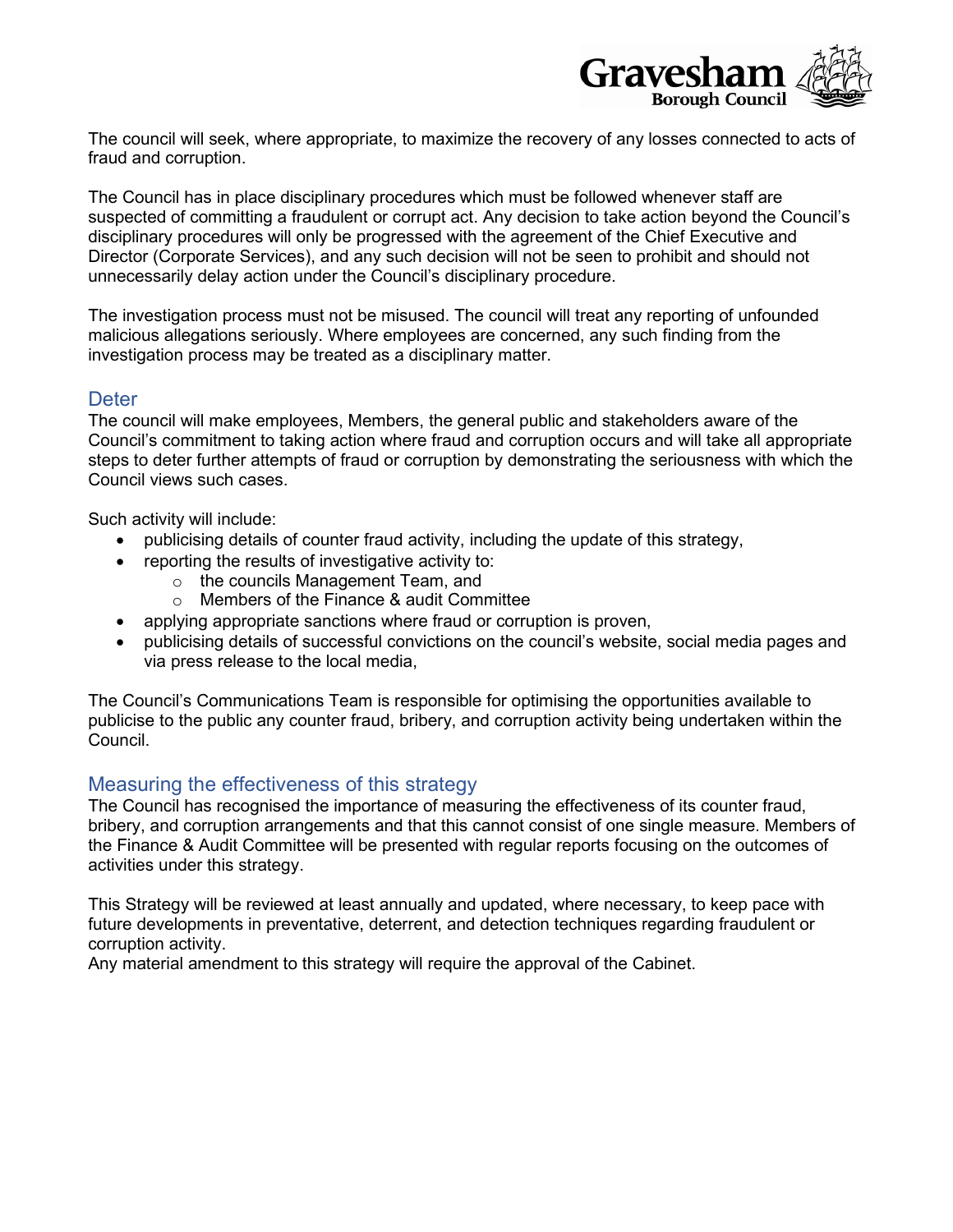The council will seek, where appropriate, to maximize the recovery of any losses connected to acts of fraud and corruption.

The Council has in place disciplinary procedures which must be followed whenever staff are suspected of committing a fraudulent or corrupt act. Any decision to take action beyond the Council's disciplinary procedures will only be progressed with the agreement of the Chief Executive and Director (Corporate Services), and any such decision will not be seen to prohibit and should not unnecessarily delay action under the Council's disciplinary procedure.

The investigation process must not be misused. The council will treat any reporting of unfounded malicious allegations seriously. Where employees are concerned, any such finding from the investigation process may be treated as a disciplinary matter.

## Deter

The council will make employees, Members, the general public and stakeholders aware of the Council's commitment to taking action where fraud and corruption occurs and will take all appropriate steps to deter further attempts of fraud or corruption by demonstrating the seriousness with which the Council views such cases.

Such activity will include:

- publicising details of counter fraud activity, including the update of this strategy,
- reporting the results of investigative activity to:
  - the councils Management Team, and
  - Members of the Finance & audit Committee
- applying appropriate sanctions where fraud or corruption is proven,
- publicising details of successful convictions on the council's website, social media pages and via press release to the local media,

The Council's Communications Team is responsible for optimising the opportunities available to publicise to the public any counter fraud, bribery, and corruption activity being undertaken within the Council.

## Measuring the effectiveness of this strategy

The Council has recognised the importance of measuring the effectiveness of its counter fraud, bribery, and corruption arrangements and that this cannot consist of one single measure. Members of the Finance & Audit Committee will be presented with regular reports focusing on the outcomes of activities under this strategy.

This Strategy will be reviewed at least annually and updated, where necessary, to keep pace with future developments in preventative, deterrent, and detection techniques regarding fraudulent or corruption activity.
Any material amendment to this strategy will require the approval of the Cabinet.